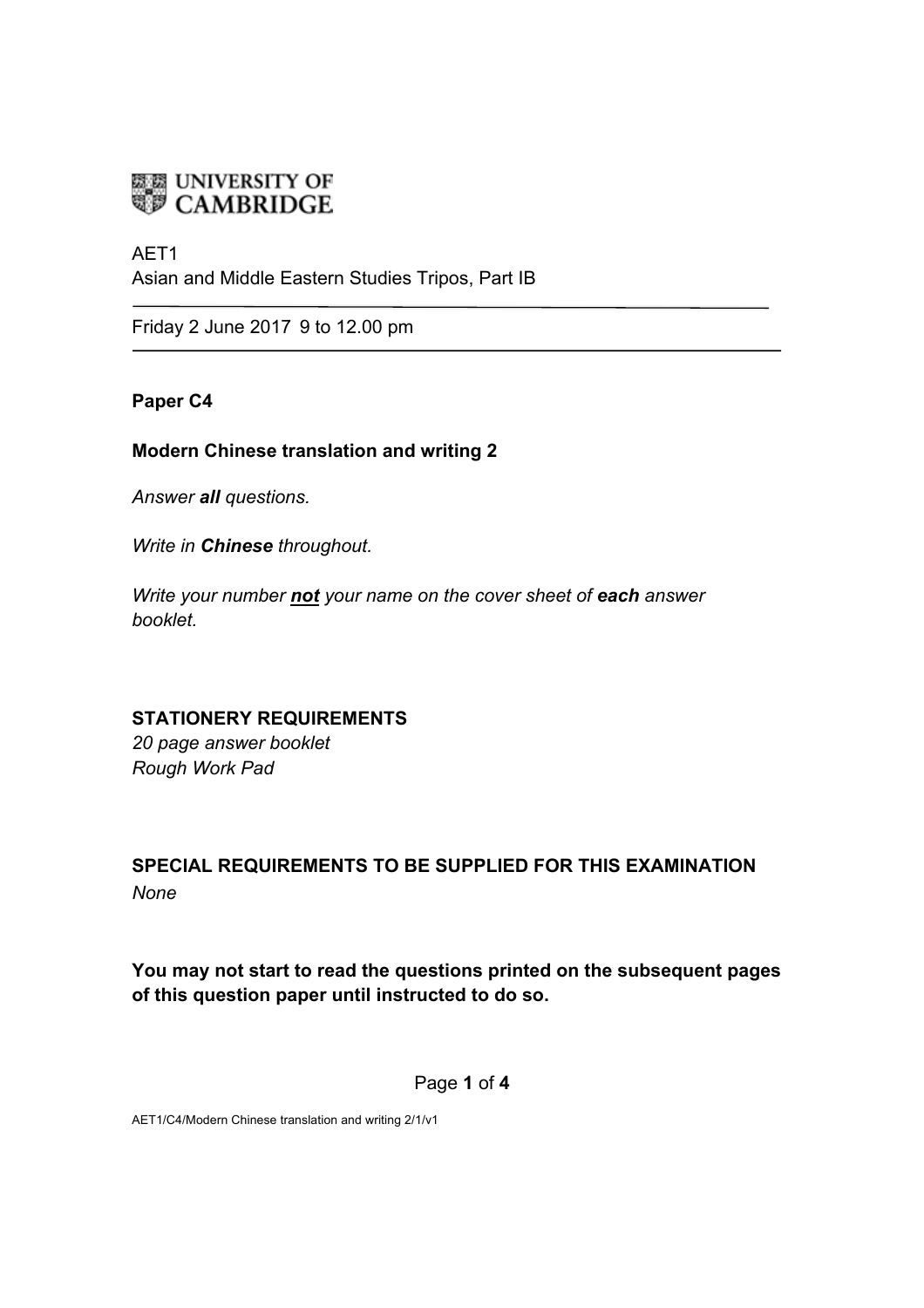UNIVERSITY OF CAMBRIDGE

AET1
Asian and Middle Eastern Studies Tripos, Part IB

Friday 2 June 2017 9 to 12.00 pm

**Paper C4**

**Modern Chinese translation and writing 2**

*Answer **all** questions.*

*Write in **Chinese** throughout.*

*Write your number **not** your name on the cover sheet of **each** answer booklet.*

**STATIONERY REQUIREMENTS**
*20 page answer booklet*
*Rough Work Pad*

**SPECIAL REQUIREMENTS TO BE SUPPLIED FOR THIS EXAMINATION**
*None*

**You may not start to read the questions printed on the subsequent pages of this question paper until instructed to do so.**

AET1/C4/Modern Chinese translation and writing 2/1/v1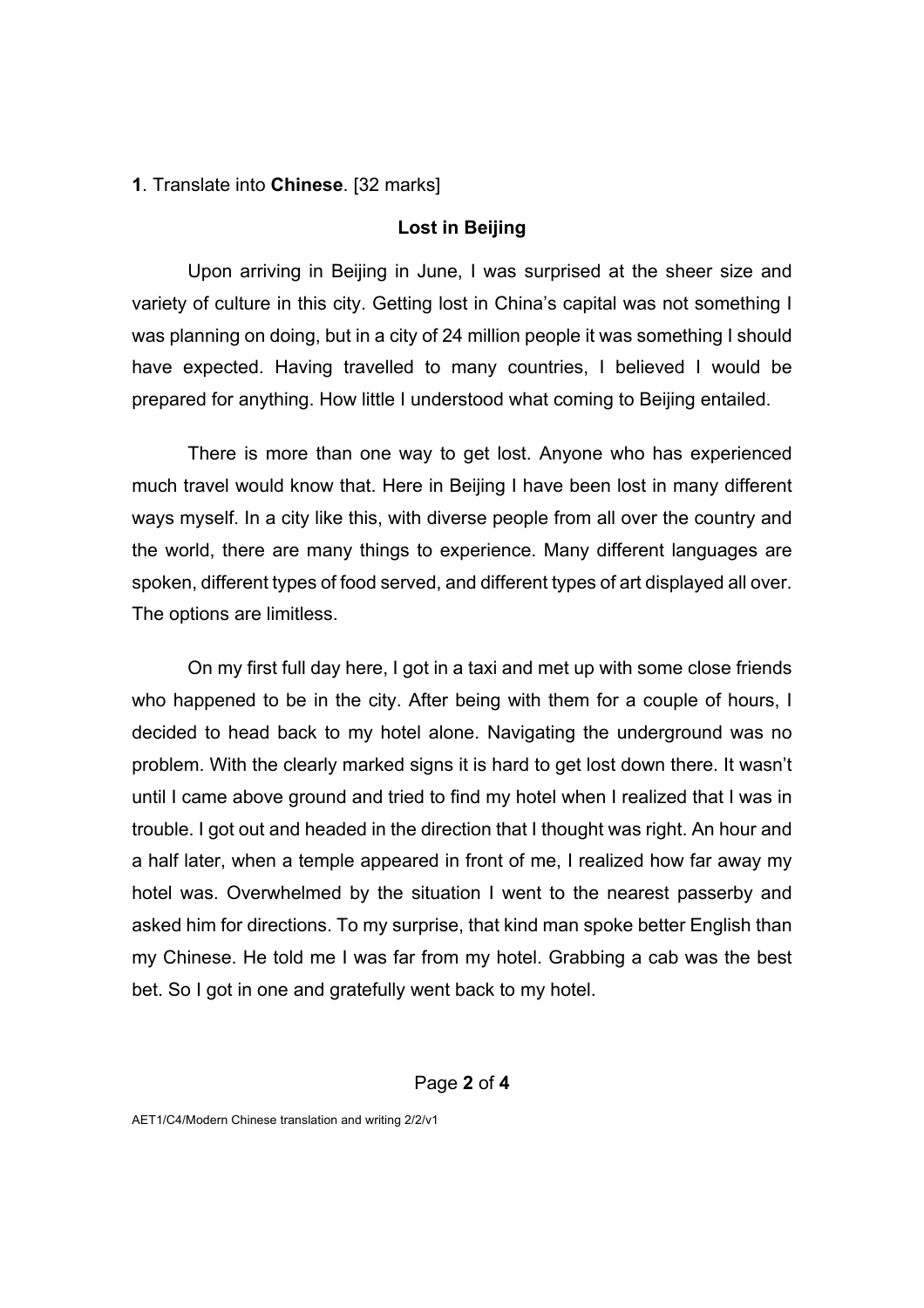**1**. Translate into **Chinese**. [32 marks]

**Lost in Beijing**

Upon arriving in Beijing in June, I was surprised at the sheer size and variety of culture in this city. Getting lost in China's capital was not something I was planning on doing, but in a city of 24 million people it was something I should have expected. Having travelled to many countries, I believed I would be prepared for anything. How little I understood what coming to Beijing entailed.

There is more than one way to get lost. Anyone who has experienced much travel would know that. Here in Beijing I have been lost in many different ways myself. In a city like this, with diverse people from all over the country and the world, there are many things to experience. Many different languages are spoken, different types of food served, and different types of art displayed all over. The options are limitless.

On my first full day here, I got in a taxi and met up with some close friends who happened to be in the city. After being with them for a couple of hours, I decided to head back to my hotel alone. Navigating the underground was no problem. With the clearly marked signs it is hard to get lost down there. It wasn't until I came above ground and tried to find my hotel when I realized that I was in trouble. I got out and headed in the direction that I thought was right. An hour and a half later, when a temple appeared in front of me, I realized how far away my hotel was. Overwhelmed by the situation I went to the nearest passerby and asked him for directions. To my surprise, that kind man spoke better English than my Chinese. He told me I was far from my hotel. Grabbing a cab was the best bet. So I got in one and gratefully went back to my hotel.

AET1/C4/Modern Chinese translation and writing 2/2/v1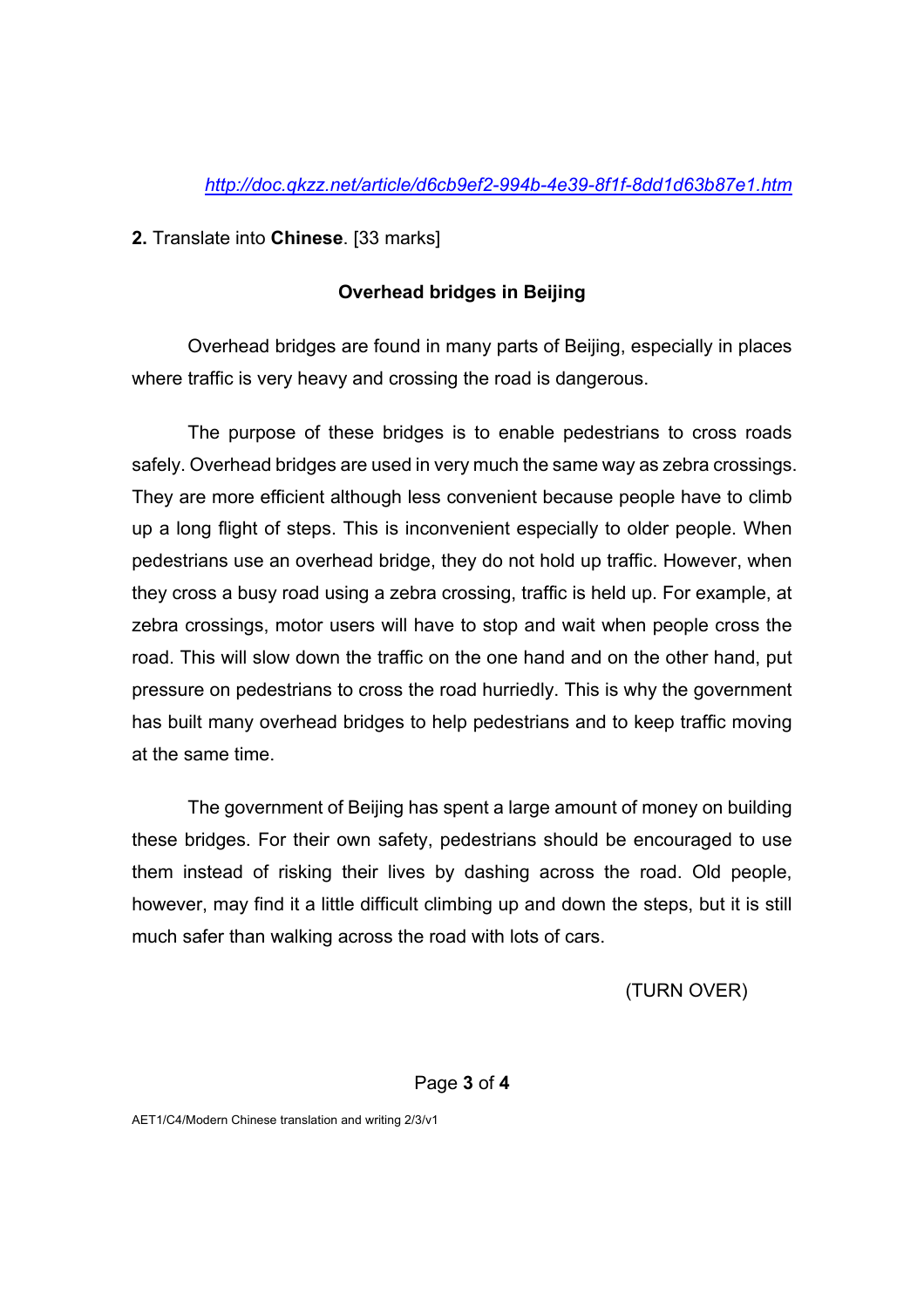*http://doc.qkzz.net/article/d6cb9ef2-994b-4e39-8f1f-8dd1d63b87e1.htm*

**2.** Translate into **Chinese**. [33 marks]

**Overhead bridges in Beijing**

Overhead bridges are found in many parts of Beijing, especially in places where traffic is very heavy and crossing the road is dangerous.

The purpose of these bridges is to enable pedestrians to cross roads safely. Overhead bridges are used in very much the same way as zebra crossings. They are more efficient although less convenient because people have to climb up a long flight of steps. This is inconvenient especially to older people. When pedestrians use an overhead bridge, they do not hold up traffic. However, when they cross a busy road using a zebra crossing, traffic is held up. For example, at zebra crossings, motor users will have to stop and wait when people cross the road. This will slow down the traffic on the one hand and on the other hand, put pressure on pedestrians to cross the road hurriedly. This is why the government has built many overhead bridges to help pedestrians and to keep traffic moving at the same time.

The government of Beijing has spent a large amount of money on building these bridges. For their own safety, pedestrians should be encouraged to use them instead of risking their lives by dashing across the road. Old people, however, may find it a little difficult climbing up and down the steps, but it is still much safer than walking across the road with lots of cars.

(TURN OVER)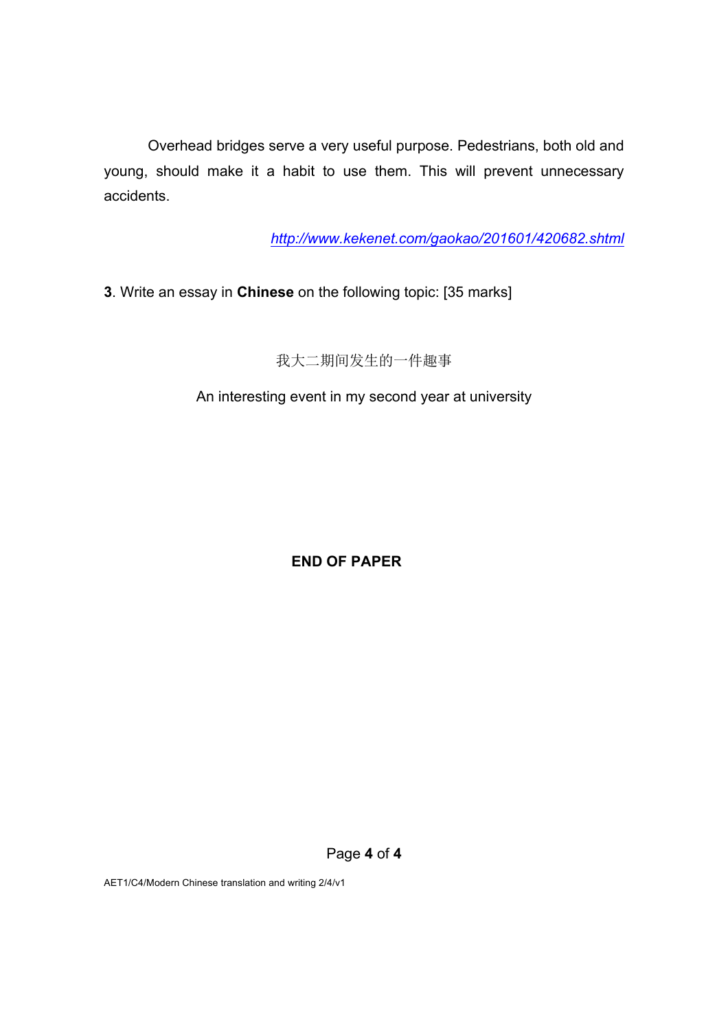Overhead bridges serve a very useful purpose. Pedestrians, both old and young, should make it a habit to use them. This will prevent unnecessary accidents.

*http://www.kekenet.com/gaokao/201601/420682.shtml*

**3**. Write an essay in **Chinese** on the following topic: [35 marks]

我大二期间发生的一件趣事

An interesting event in my second year at university

**END OF PAPER**

AET1/C4/Modern Chinese translation and writing 2/4/v1